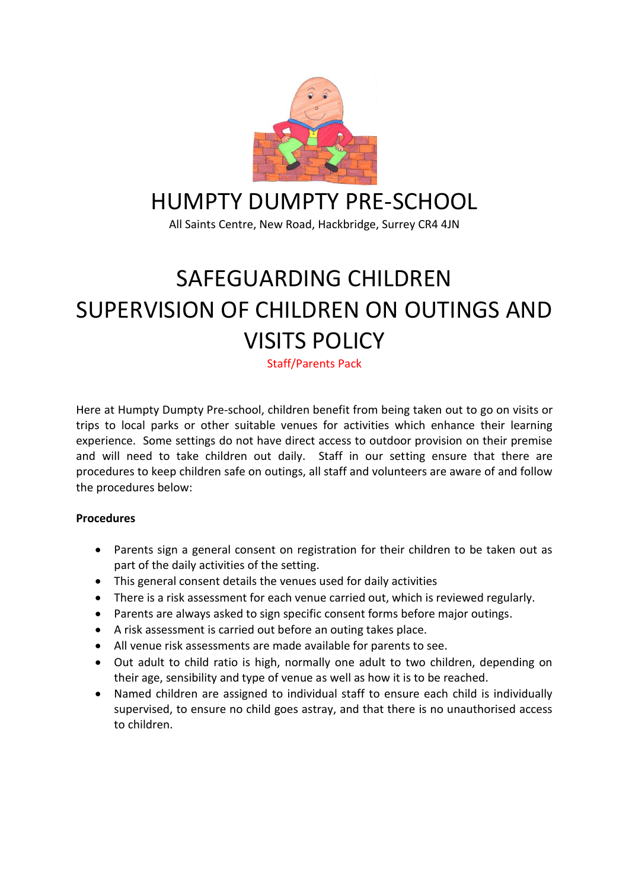# HUMPTY DUMPTY PRE-SCHOOL

All Saints Centre, New Road, Hackbridge, Surrey CR4 4JN

# SAFEGUARDING CHILDREN SUPERVISION OF CHILDREN ON OUTINGS AND VISITS POLICY

Staff/Parents Pack

Here at Humpty Dumpty Pre-school, children benefit from being taken out to go on visits or trips to local parks or other suitable venues for activities which enhance their learning experience. Some settings do not have direct access to outdoor provision on their premise and will need to take children out daily. Staff in our setting ensure that there are procedures to keep children safe on outings, all staff and volunteers are aware of and follow the procedures below:

**Procedures**

- Parents sign a general consent on registration for their children to be taken out as part of the daily activities of the setting.
- This general consent details the venues used for daily activities
- There is a risk assessment for each venue carried out, which is reviewed regularly.
- Parents are always asked to sign specific consent forms before major outings.
- A risk assessment is carried out before an outing takes place.
- All venue risk assessments are made available for parents to see.
- Out adult to child ratio is high, normally one adult to two children, depending on their age, sensibility and type of venue as well as how it is to be reached.
- Named children are assigned to individual staff to ensure each child is individually supervised, to ensure no child goes astray, and that there is no unauthorised access to children.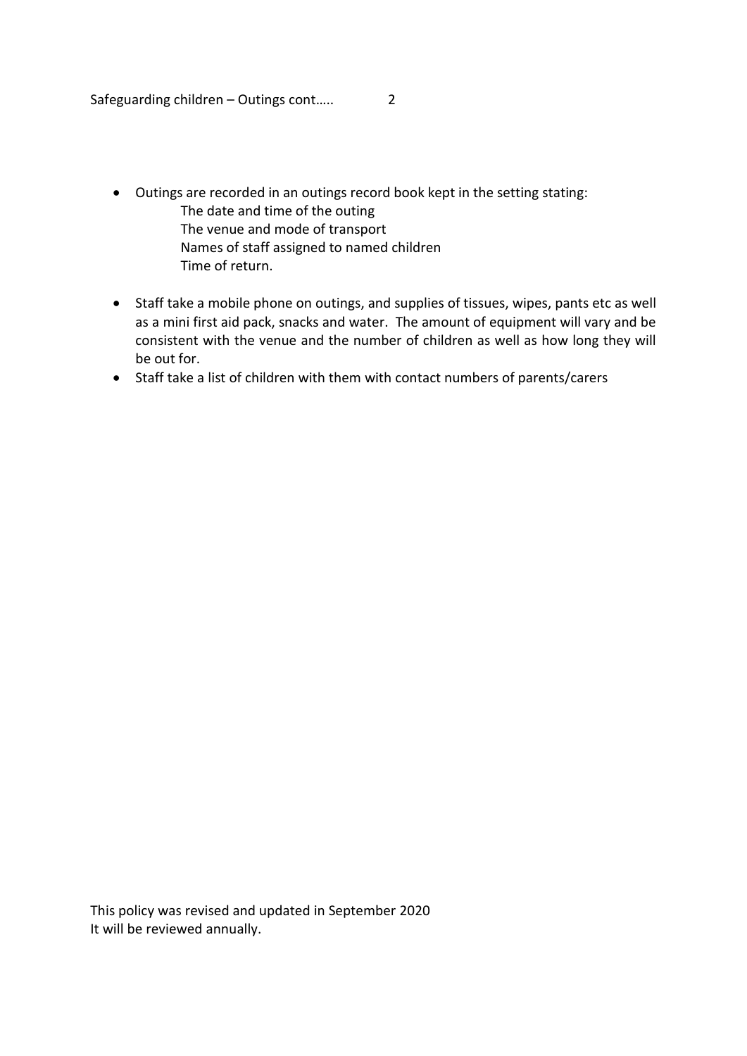- Outings are recorded in an outings record book kept in the setting stating:
  - The date and time of the outing
  - The venue and mode of transport
  - Names of staff assigned to named children
  - Time of return.
- Staff take a mobile phone on outings, and supplies of tissues, wipes, pants etc as well as a mini first aid pack, snacks and water. The amount of equipment will vary and be consistent with the venue and the number of children as well as how long they will be out for.
- Staff take a list of children with them with contact numbers of parents/carers

This policy was revised and updated in September 2020
It will be reviewed annually.